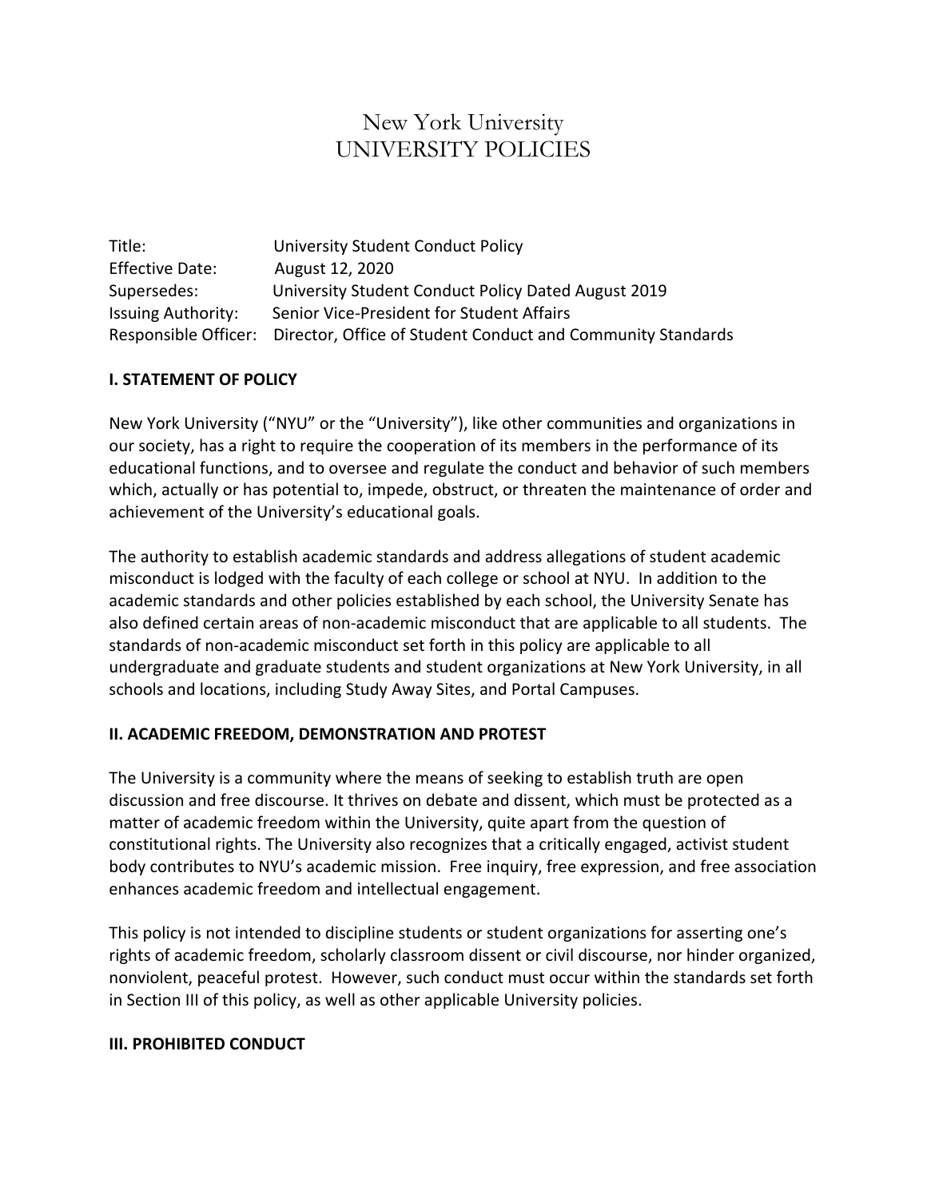# New York University
# UNIVERSITY POLICIES

| | |
|---|---|
| Title: | University Student Conduct Policy |
| Effective Date: | August 12, 2020 |
| Supersedes: | University Student Conduct Policy Dated August 2019 |
| Issuing Authority: | Senior Vice-President for Student Affairs |
| Responsible Officer: | Director, Office of Student Conduct and Community Standards |

## I. STATEMENT OF POLICY

New York University ("NYU" or the "University"), like other communities and organizations in our society, has a right to require the cooperation of its members in the performance of its educational functions, and to oversee and regulate the conduct and behavior of such members which, actually or has potential to, impede, obstruct, or threaten the maintenance of order and achievement of the University's educational goals.

The authority to establish academic standards and address allegations of student academic misconduct is lodged with the faculty of each college or school at NYU. In addition to the academic standards and other policies established by each school, the University Senate has also defined certain areas of non-academic misconduct that are applicable to all students. The standards of non-academic misconduct set forth in this policy are applicable to all undergraduate and graduate students and student organizations at New York University, in all schools and locations, including Study Away Sites, and Portal Campuses.

## II. ACADEMIC FREEDOM, DEMONSTRATION AND PROTEST

The University is a community where the means of seeking to establish truth are open discussion and free discourse. It thrives on debate and dissent, which must be protected as a matter of academic freedom within the University, quite apart from the question of constitutional rights. The University also recognizes that a critically engaged, activist student body contributes to NYU's academic mission. Free inquiry, free expression, and free association enhances academic freedom and intellectual engagement.

This policy is not intended to discipline students or student organizations for asserting one's rights of academic freedom, scholarly classroom dissent or civil discourse, nor hinder organized, nonviolent, peaceful protest. However, such conduct must occur within the standards set forth in Section III of this policy, as well as other applicable University policies.

## III. PROHIBITED CONDUCT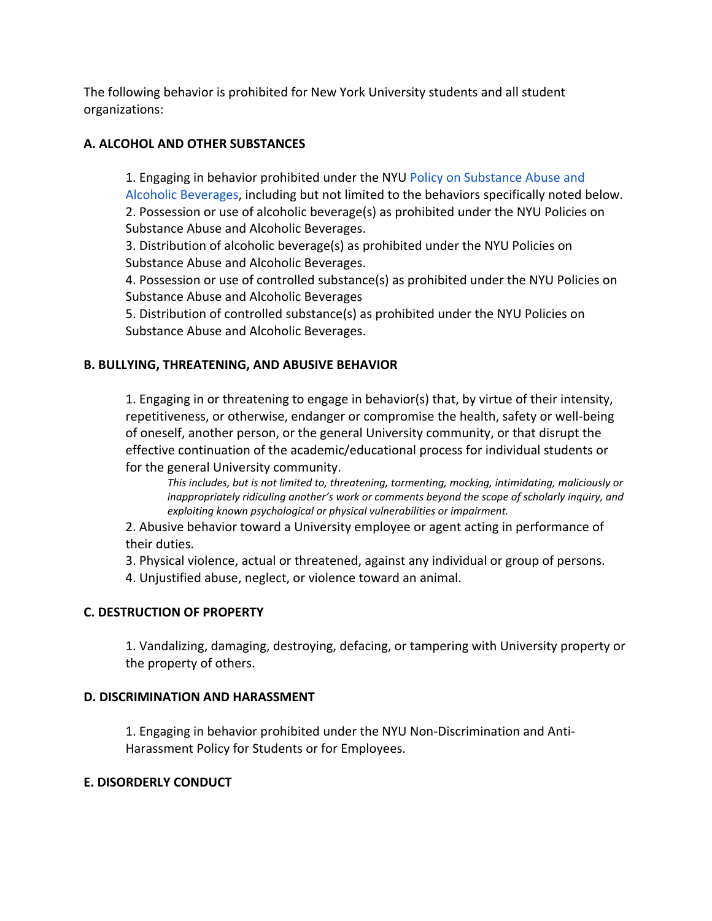The following behavior is prohibited for New York University students and all student organizations:

**A. ALCOHOL AND OTHER SUBSTANCES**

1. Engaging in behavior prohibited under the NYU Policy on Substance Abuse and Alcoholic Beverages, including but not limited to the behaviors specifically noted below.
2. Possession or use of alcoholic beverage(s) as prohibited under the NYU Policies on Substance Abuse and Alcoholic Beverages.
3. Distribution of alcoholic beverage(s) as prohibited under the NYU Policies on Substance Abuse and Alcoholic Beverages.
4. Possession or use of controlled substance(s) as prohibited under the NYU Policies on Substance Abuse and Alcoholic Beverages
5. Distribution of controlled substance(s) as prohibited under the NYU Policies on Substance Abuse and Alcoholic Beverages.

**B. BULLYING, THREATENING, AND ABUSIVE BEHAVIOR**

1. Engaging in or threatening to engage in behavior(s) that, by virtue of their intensity, repetitiveness, or otherwise, endanger or compromise the health, safety or well-being of oneself, another person, or the general University community, or that disrupt the effective continuation of the academic/educational process for individual students or for the general University community.

   *This includes, but is not limited to, threatening, tormenting, mocking, intimidating, maliciously or inappropriately ridiculing another's work or comments beyond the scope of scholarly inquiry, and exploiting known psychological or physical vulnerabilities or impairment.*

2. Abusive behavior toward a University employee or agent acting in performance of their duties.
3. Physical violence, actual or threatened, against any individual or group of persons.
4. Unjustified abuse, neglect, or violence toward an animal.

**C. DESTRUCTION OF PROPERTY**

1. Vandalizing, damaging, destroying, defacing, or tampering with University property or the property of others.

**D. DISCRIMINATION AND HARASSMENT**

1. Engaging in behavior prohibited under the NYU Non-Discrimination and Anti-Harassment Policy for Students or for Employees.

**E. DISORDERLY CONDUCT**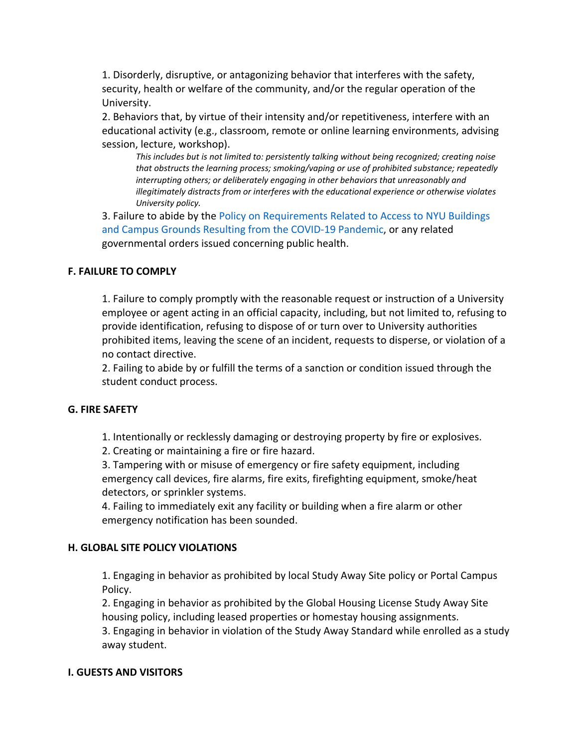1. Disorderly, disruptive, or antagonizing behavior that interferes with the safety, security, health or welfare of the community, and/or the regular operation of the University.
2. Behaviors that, by virtue of their intensity and/or repetitiveness, interfere with an educational activity (e.g., classroom, remote or online learning environments, advising session, lecture, workshop).

   *This includes but is not limited to: persistently talking without being recognized; creating noise that obstructs the learning process; smoking/vaping or use of prohibited substance; repeatedly interrupting others; or deliberately engaging in other behaviors that unreasonably and illegitimately distracts from or interferes with the educational experience or otherwise violates University policy.*
3. Failure to abide by the [Policy on Requirements Related to Access to NYU Buildings and Campus Grounds Resulting from the COVID-19 Pandemic](), or any related governmental orders issued concerning public health.

### F. FAILURE TO COMPLY

1. Failure to comply promptly with the reasonable request or instruction of a University employee or agent acting in an official capacity, including, but not limited to, refusing to provide identification, refusing to dispose of or turn over to University authorities prohibited items, leaving the scene of an incident, requests to disperse, or violation of a no contact directive.
2. Failing to abide by or fulfill the terms of a sanction or condition issued through the student conduct process.

### G. FIRE SAFETY

1. Intentionally or recklessly damaging or destroying property by fire or explosives.
2. Creating or maintaining a fire or fire hazard.
3. Tampering with or misuse of emergency or fire safety equipment, including emergency call devices, fire alarms, fire exits, firefighting equipment, smoke/heat detectors, or sprinkler systems.
4. Failing to immediately exit any facility or building when a fire alarm or other emergency notification has been sounded.

### H. GLOBAL SITE POLICY VIOLATIONS

1. Engaging in behavior as prohibited by local Study Away Site policy or Portal Campus Policy.
2. Engaging in behavior as prohibited by the Global Housing License Study Away Site housing policy, including leased properties or homestay housing assignments.
3. Engaging in behavior in violation of the Study Away Standard while enrolled as a study away student.

### I. GUESTS AND VISITORS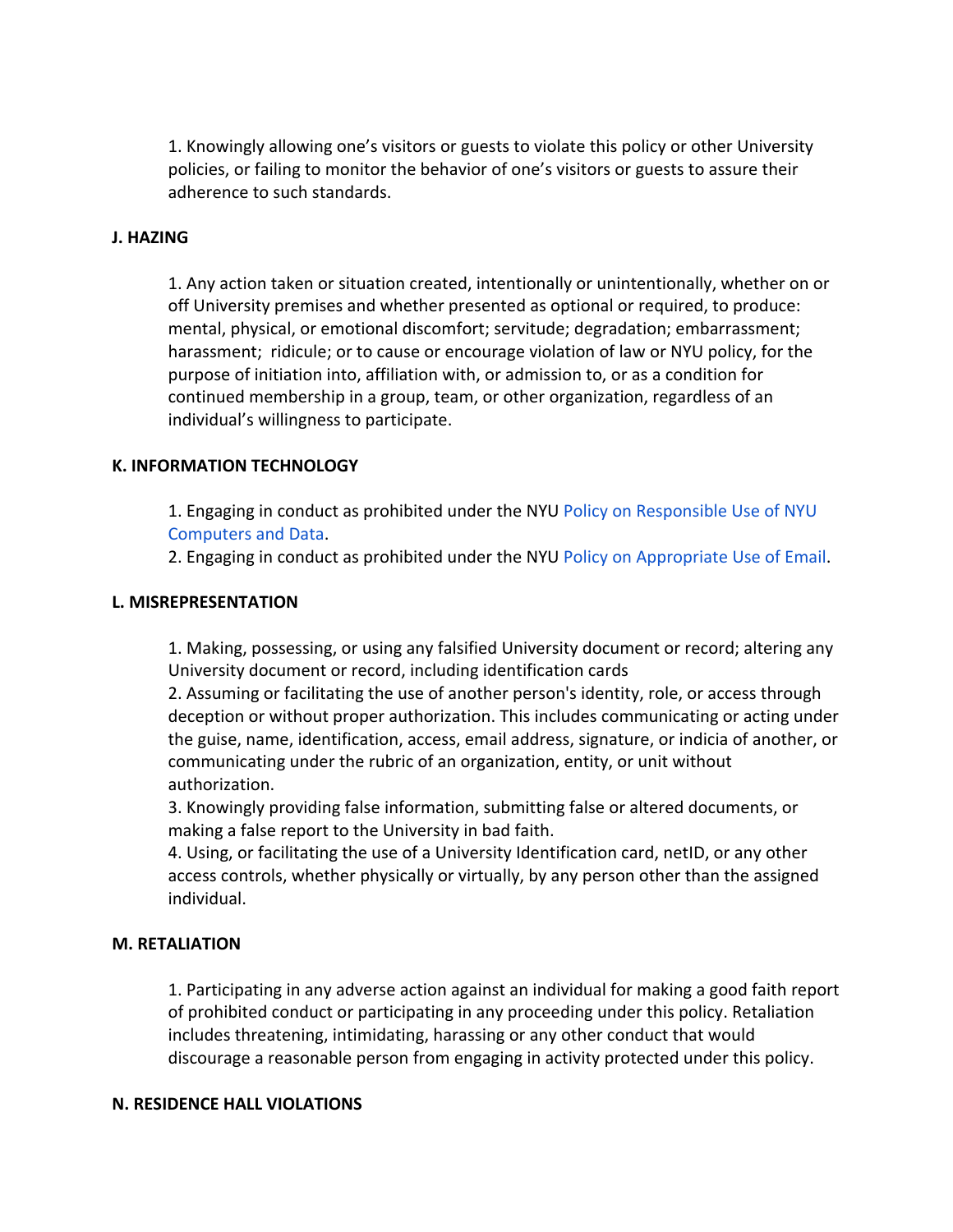1. Knowingly allowing one's visitors or guests to violate this policy or other University policies, or failing to monitor the behavior of one's visitors or guests to assure their adherence to such standards.

**J. HAZING**

1. Any action taken or situation created, intentionally or unintentionally, whether on or off University premises and whether presented as optional or required, to produce: mental, physical, or emotional discomfort; servitude; degradation; embarrassment; harassment; ridicule; or to cause or encourage violation of law or NYU policy, for the purpose of initiation into, affiliation with, or admission to, or as a condition for continued membership in a group, team, or other organization, regardless of an individual's willingness to participate.

**K. INFORMATION TECHNOLOGY**

1. Engaging in conduct as prohibited under the NYU Policy on Responsible Use of NYU Computers and Data.
2. Engaging in conduct as prohibited under the NYU Policy on Appropriate Use of Email.

**L. MISREPRESENTATION**

1. Making, possessing, or using any falsified University document or record; altering any University document or record, including identification cards
2. Assuming or facilitating the use of another person's identity, role, or access through deception or without proper authorization. This includes communicating or acting under the guise, name, identification, access, email address, signature, or indicia of another, or communicating under the rubric of an organization, entity, or unit without authorization.
3. Knowingly providing false information, submitting false or altered documents, or making a false report to the University in bad faith.
4. Using, or facilitating the use of a University Identification card, netID, or any other access controls, whether physically or virtually, by any person other than the assigned individual.

**M. RETALIATION**

1. Participating in any adverse action against an individual for making a good faith report of prohibited conduct or participating in any proceeding under this policy. Retaliation includes threatening, intimidating, harassing or any other conduct that would discourage a reasonable person from engaging in activity protected under this policy.

**N. RESIDENCE HALL VIOLATIONS**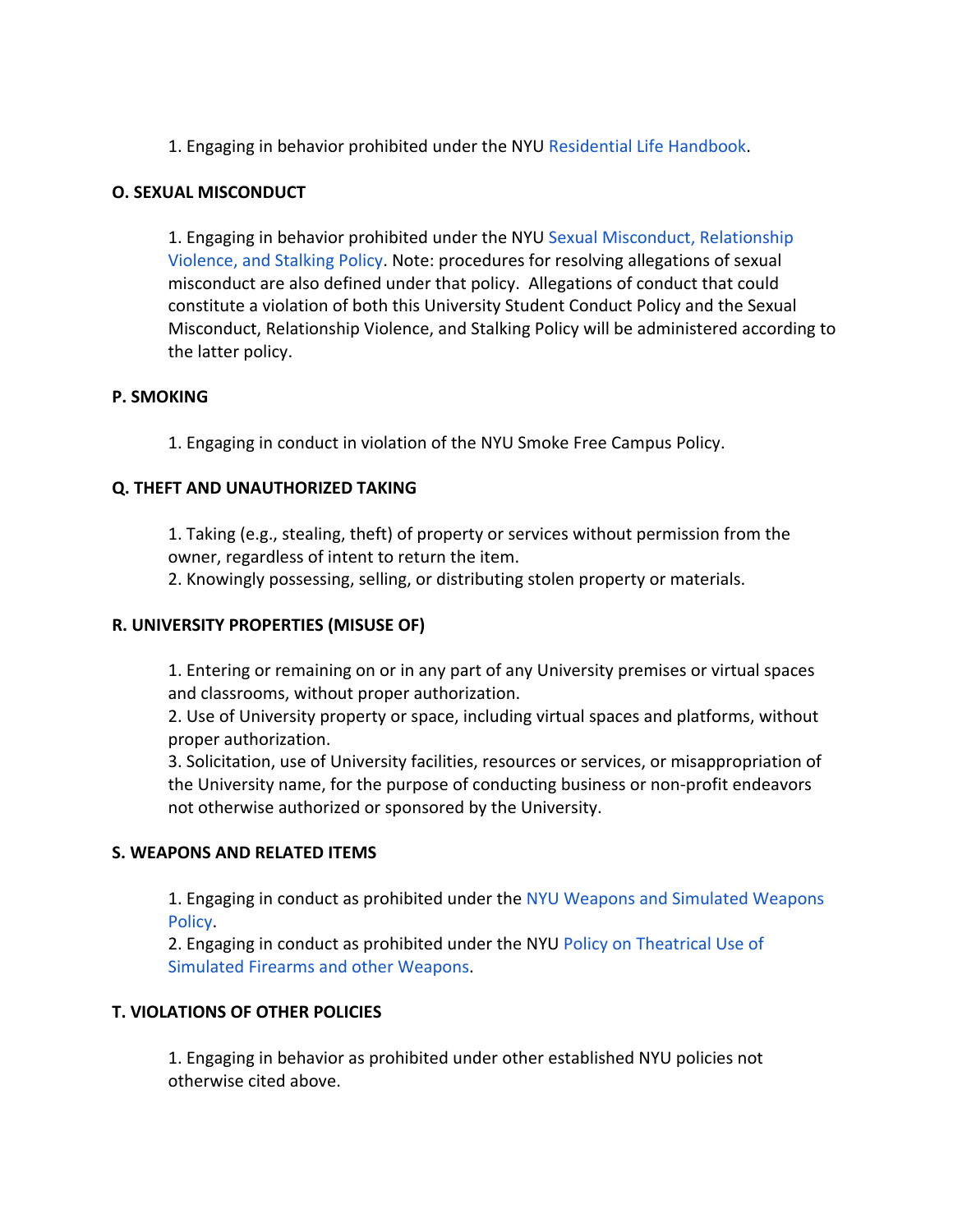1. Engaging in behavior prohibited under the NYU Residential Life Handbook.

### O. SEXUAL MISCONDUCT

1. Engaging in behavior prohibited under the NYU Sexual Misconduct, Relationship Violence, and Stalking Policy. Note: procedures for resolving allegations of sexual misconduct are also defined under that policy. Allegations of conduct that could constitute a violation of both this University Student Conduct Policy and the Sexual Misconduct, Relationship Violence, and Stalking Policy will be administered according to the latter policy.

### P. SMOKING

1. Engaging in conduct in violation of the NYU Smoke Free Campus Policy.

### Q. THEFT AND UNAUTHORIZED TAKING

1. Taking (e.g., stealing, theft) of property or services without permission from the owner, regardless of intent to return the item.
2. Knowingly possessing, selling, or distributing stolen property or materials.

### R. UNIVERSITY PROPERTIES (MISUSE OF)

1. Entering or remaining on or in any part of any University premises or virtual spaces and classrooms, without proper authorization.
2. Use of University property or space, including virtual spaces and platforms, without proper authorization.
3. Solicitation, use of University facilities, resources or services, or misappropriation of the University name, for the purpose of conducting business or non-profit endeavors not otherwise authorized or sponsored by the University.

### S. WEAPONS AND RELATED ITEMS

1. Engaging in conduct as prohibited under the NYU Weapons and Simulated Weapons Policy.
2. Engaging in conduct as prohibited under the NYU Policy on Theatrical Use of Simulated Firearms and other Weapons.

### T. VIOLATIONS OF OTHER POLICIES

1. Engaging in behavior as prohibited under other established NYU policies not otherwise cited above.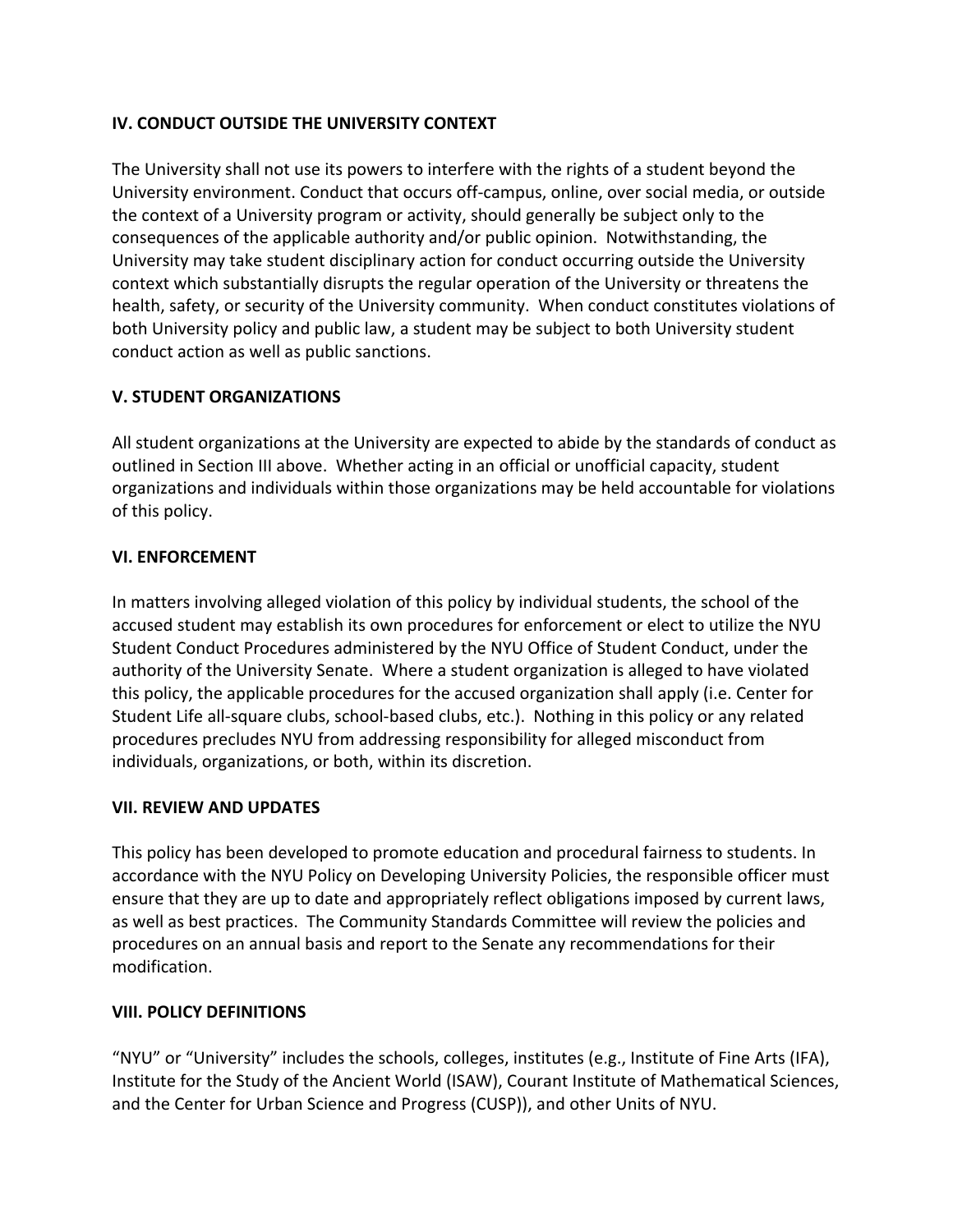## IV. CONDUCT OUTSIDE THE UNIVERSITY CONTEXT

The University shall not use its powers to interfere with the rights of a student beyond the University environment. Conduct that occurs off-campus, online, over social media, or outside the context of a University program or activity, should generally be subject only to the consequences of the applicable authority and/or public opinion. Notwithstanding, the University may take student disciplinary action for conduct occurring outside the University context which substantially disrupts the regular operation of the University or threatens the health, safety, or security of the University community. When conduct constitutes violations of both University policy and public law, a student may be subject to both University student conduct action as well as public sanctions.

## V. STUDENT ORGANIZATIONS

All student organizations at the University are expected to abide by the standards of conduct as outlined in Section III above. Whether acting in an official or unofficial capacity, student organizations and individuals within those organizations may be held accountable for violations of this policy.

## VI. ENFORCEMENT

In matters involving alleged violation of this policy by individual students, the school of the accused student may establish its own procedures for enforcement or elect to utilize the NYU Student Conduct Procedures administered by the NYU Office of Student Conduct, under the authority of the University Senate. Where a student organization is alleged to have violated this policy, the applicable procedures for the accused organization shall apply (i.e. Center for Student Life all-square clubs, school-based clubs, etc.). Nothing in this policy or any related procedures precludes NYU from addressing responsibility for alleged misconduct from individuals, organizations, or both, within its discretion.

## VII. REVIEW AND UPDATES

This policy has been developed to promote education and procedural fairness to students. In accordance with the NYU Policy on Developing University Policies, the responsible officer must ensure that they are up to date and appropriately reflect obligations imposed by current laws, as well as best practices. The Community Standards Committee will review the policies and procedures on an annual basis and report to the Senate any recommendations for their modification.

## VIII. POLICY DEFINITIONS

"NYU" or "University" includes the schools, colleges, institutes (e.g., Institute of Fine Arts (IFA), Institute for the Study of the Ancient World (ISAW), Courant Institute of Mathematical Sciences, and the Center for Urban Science and Progress (CUSP)), and other Units of NYU.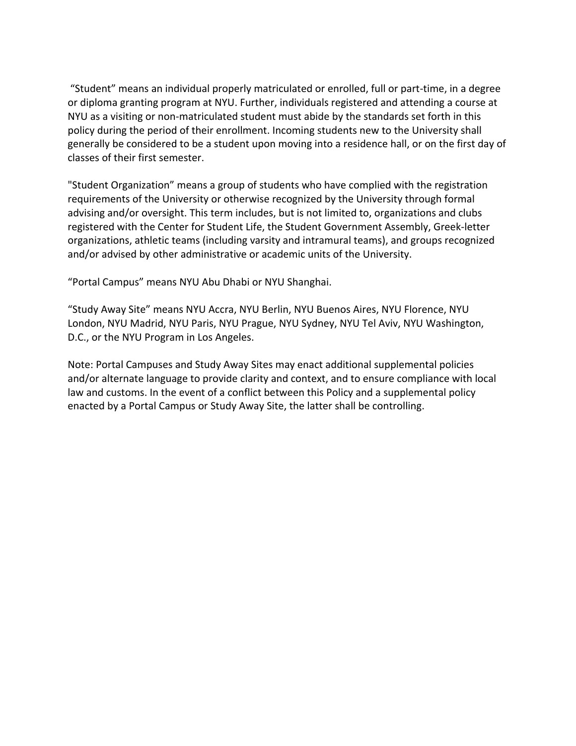"Student" means an individual properly matriculated or enrolled, full or part-time, in a degree or diploma granting program at NYU. Further, individuals registered and attending a course at NYU as a visiting or non-matriculated student must abide by the standards set forth in this policy during the period of their enrollment. Incoming students new to the University shall generally be considered to be a student upon moving into a residence hall, or on the first day of classes of their first semester.

"Student Organization" means a group of students who have complied with the registration requirements of the University or otherwise recognized by the University through formal advising and/or oversight. This term includes, but is not limited to, organizations and clubs registered with the Center for Student Life, the Student Government Assembly, Greek-letter organizations, athletic teams (including varsity and intramural teams), and groups recognized and/or advised by other administrative or academic units of the University.

"Portal Campus" means NYU Abu Dhabi or NYU Shanghai.

"Study Away Site" means NYU Accra, NYU Berlin, NYU Buenos Aires, NYU Florence, NYU London, NYU Madrid, NYU Paris, NYU Prague, NYU Sydney, NYU Tel Aviv, NYU Washington, D.C., or the NYU Program in Los Angeles.

Note: Portal Campuses and Study Away Sites may enact additional supplemental policies and/or alternate language to provide clarity and context, and to ensure compliance with local law and customs. In the event of a conflict between this Policy and a supplemental policy enacted by a Portal Campus or Study Away Site, the latter shall be controlling.